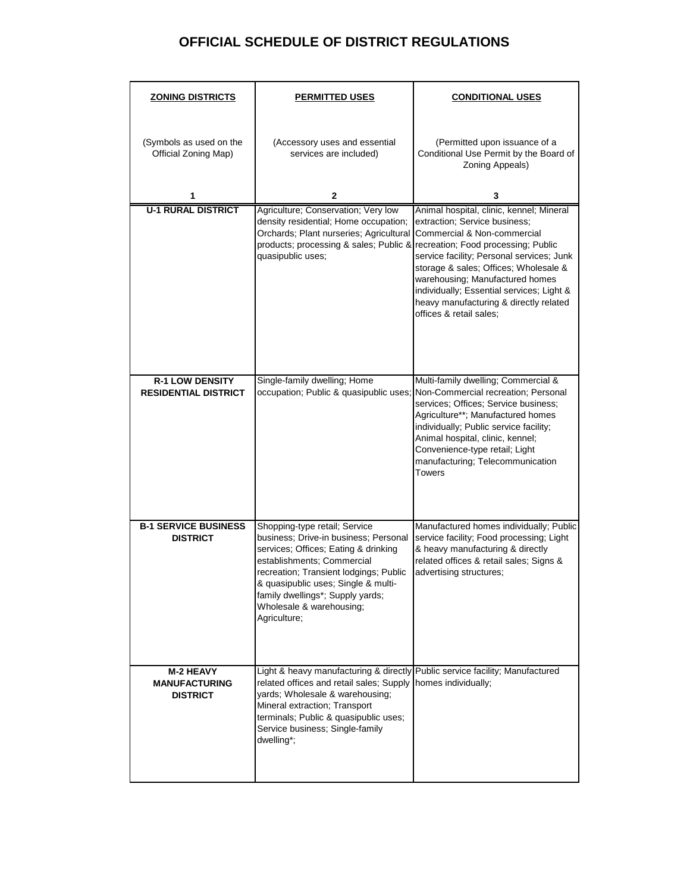# OFFICIAL SCHEDULE OF DISTRICT REGULATIONS

| ZONING DISTRICTS<br><br>(Symbols as used on the Official Zoning Map)<br><br>1 | PERMITTED USES<br><br>(Accessory uses and essential services are included)<br><br>2 | CONDITIONAL USES<br><br>(Permitted upon issuance of a Conditional Use Permit by the Board of Zoning Appeals)<br><br>3 |
|---|---|---|
| **U-1 RURAL DISTRICT** | Agriculture; Conservation; Very low density residential; Home occupation; Orchards; Plant nurseries; Agricultural products; processing & sales; Public & quasipublic uses; | Animal hospital, clinic, kennel; Mineral extraction; Service business; Commercial & Non-commercial recreation; Food processing; Public service facility; Personal services; Junk storage & sales; Offices; Wholesale & warehousing; Manufactured homes individually; Essential services; Light & heavy manufacturing & directly related offices & retail sales; |
| **R-1 LOW DENSITY RESIDENTIAL DISTRICT** | Single-family dwelling; Home occupation; Public & quasipublic uses; | Multi-family dwelling; Commercial & Non-Commercial recreation; Personal services; Offices; Service business; Agriculture**; Manufactured homes individually; Public service facility; Animal hospital, clinic, kennel; Convenience-type retail; Light manufacturing; Telecommunication Towers |
| **B-1 SERVICE BUSINESS DISTRICT** | Shopping-type retail; Service business; Drive-in business; Personal services; Offices; Eating & drinking establishments; Commercial recreation; Transient lodgings; Public & quasipublic uses; Single & multi-family dwellings*; Supply yards; Wholesale & warehousing; Agriculture; | Manufactured homes individually; Public service facility; Food processing; Light & heavy manufacturing & directly related offices & retail sales; Signs & advertising structures; |
| **M-2 HEAVY MANUFACTURING DISTRICT** | Light & heavy manufacturing & directly related offices and retail sales; Supply yards; Wholesale & warehousing; Mineral extraction; Transport terminals; Public & quasipublic uses; Service business; Single-family dwelling*; | Public service facility; Manufactured homes individually; |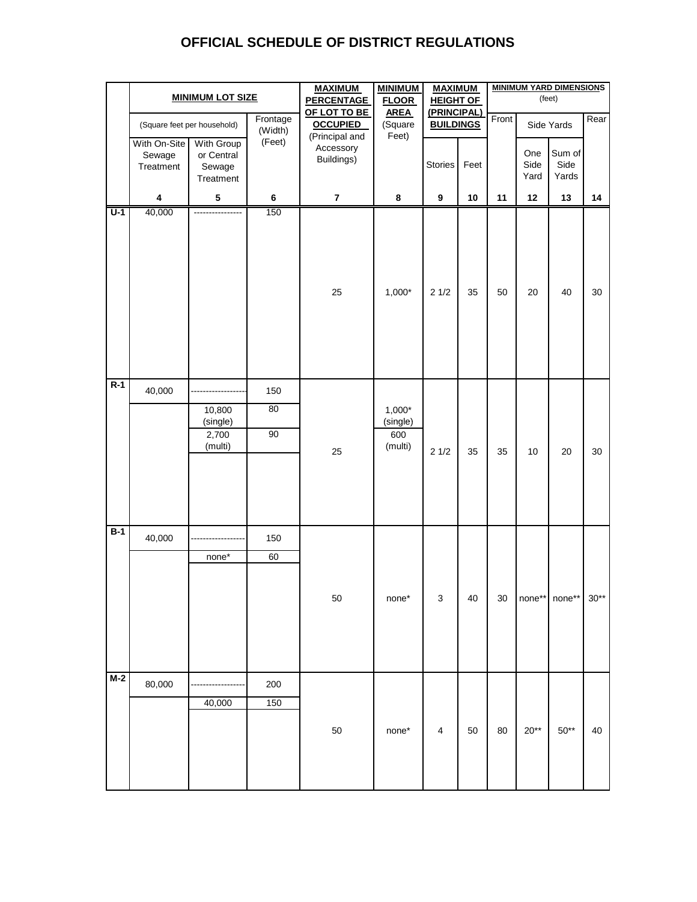# OFFICIAL SCHEDULE OF DISTRICT REGULATIONS

| | MINIMUM LOT SIZE | | | MAXIMUM PERCENTAGE OF LOT TO BE OCCUPIED (Principal and Accessory Buildings) | MINIMUM FLOOR AREA (Square Feet) | MAXIMUM HEIGHT OF (PRINCIPAL) BUILDINGS | | MINIMUM YARD DIMENSIONS (feet) | | | |
|---|---|---|---|---|---|---|---|---|---|---|---|
| | (Square feet per household) | | Frontage (Width) (Feet) | | | | | Front | Side Yards | | Rear |
| | With On-Site Sewage Treatment | With Group or Central Sewage Treatment | | | | Stories | Feet | | One Side Yard | Sum of Side Yards | |
| | 4 | 5 | 6 | 7 | 8 | 9 | 10 | 11 | 12 | 13 | 14 |
| U-1 | 40,000 | ---------------- | 150 | 25 | 1,000* | 2 1/2 | 35 | 50 | 20 | 40 | 30 |
| R-1 | 40,000 | ------------------ | 150 | 25 | 1,000* (single) 600 (multi) | 2 1/2 | 35 | 35 | 10 | 20 | 30 |
| | | 10,800 (single) | 80 | | | | | | | | |
| | | 2,700 (multi) | 90 | | | | | | | | |
| B-1 | 40,000 | ------------------ | 150 | 50 | none* | 3 | 40 | 30 | none** | none** | 30** |
| | | none* | 60 | | | | | | | | |
| M-2 | 80,000 | ------------------ | 200 | 50 | none* | 4 | 50 | 80 | 20** | 50** | 40 |
| | | 40,000 | 150 | | | | | | | | |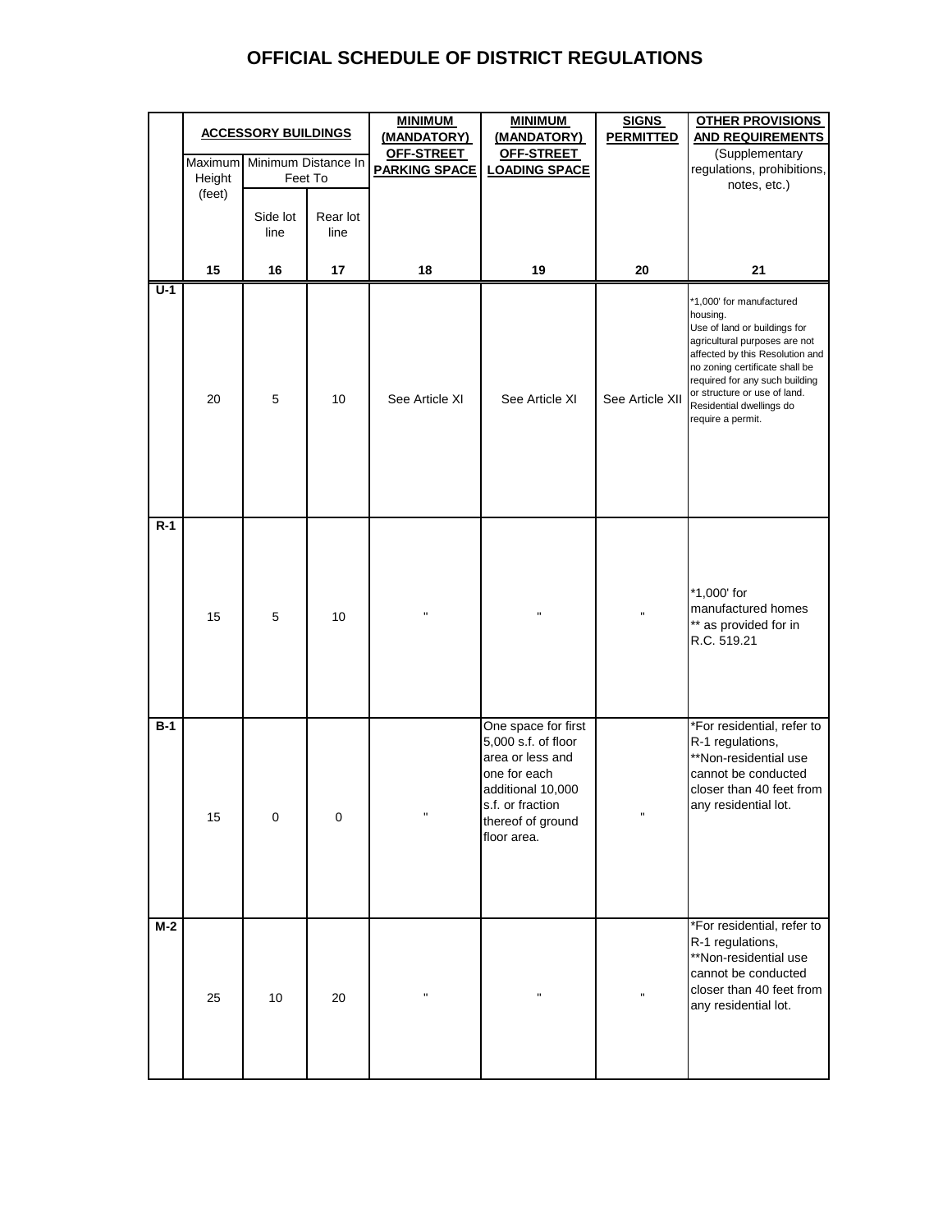# OFFICIAL SCHEDULE OF DISTRICT REGULATIONS

| | ACCESSORY BUILDINGS | | | MINIMUM (MANDATORY) OFF-STREET PARKING SPACE | MINIMUM (MANDATORY) OFF-STREET LOADING SPACE | SIGNS PERMITTED | OTHER PROVISIONS AND REQUIREMENTS (Supplementary regulations, prohibitions, notes, etc.) |
|---|---|---|---|---|---|---|---|
| | Maximum Height (feet) | Minimum Distance In Feet To | | | | | |
| | | Side lot line | Rear lot line | | | | |
| | 15 | 16 | 17 | 18 | 19 | 20 | 21 |
| U-1 | 20 | 5 | 10 | See Article XI | See Article XI | See Article XII | *1,000' for manufactured housing. Use of land or buildings for agricultural purposes are not affected by this Resolution and no zoning certificate shall be required for any such building or structure or use of land. Residential dwellings do require a permit. |
| R-1 | 15 | 5 | 10 | " | " | " | *1,000' for manufactured homes ** as provided for in R.C. 519.21 |
| B-1 | 15 | 0 | 0 | " | One space for first 5,000 s.f. of floor area or less and one for each additional 10,000 s.f. or fraction thereof of ground floor area. | " | *For residential, refer to R-1 regulations, **Non-residential use cannot be conducted closer than 40 feet from any residential lot. |
| M-2 | 25 | 10 | 20 | " | " | " | *For residential, refer to R-1 regulations, **Non-residential use cannot be conducted closer than 40 feet from any residential lot. |